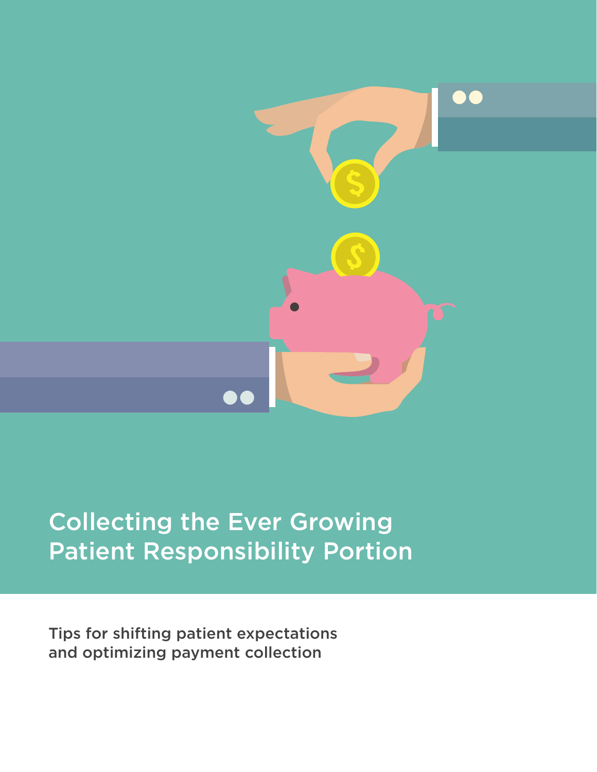# Collecting the Ever Growing Patient Responsibility Portion

**Tips for shifting patient expectations and optimizing payment collection**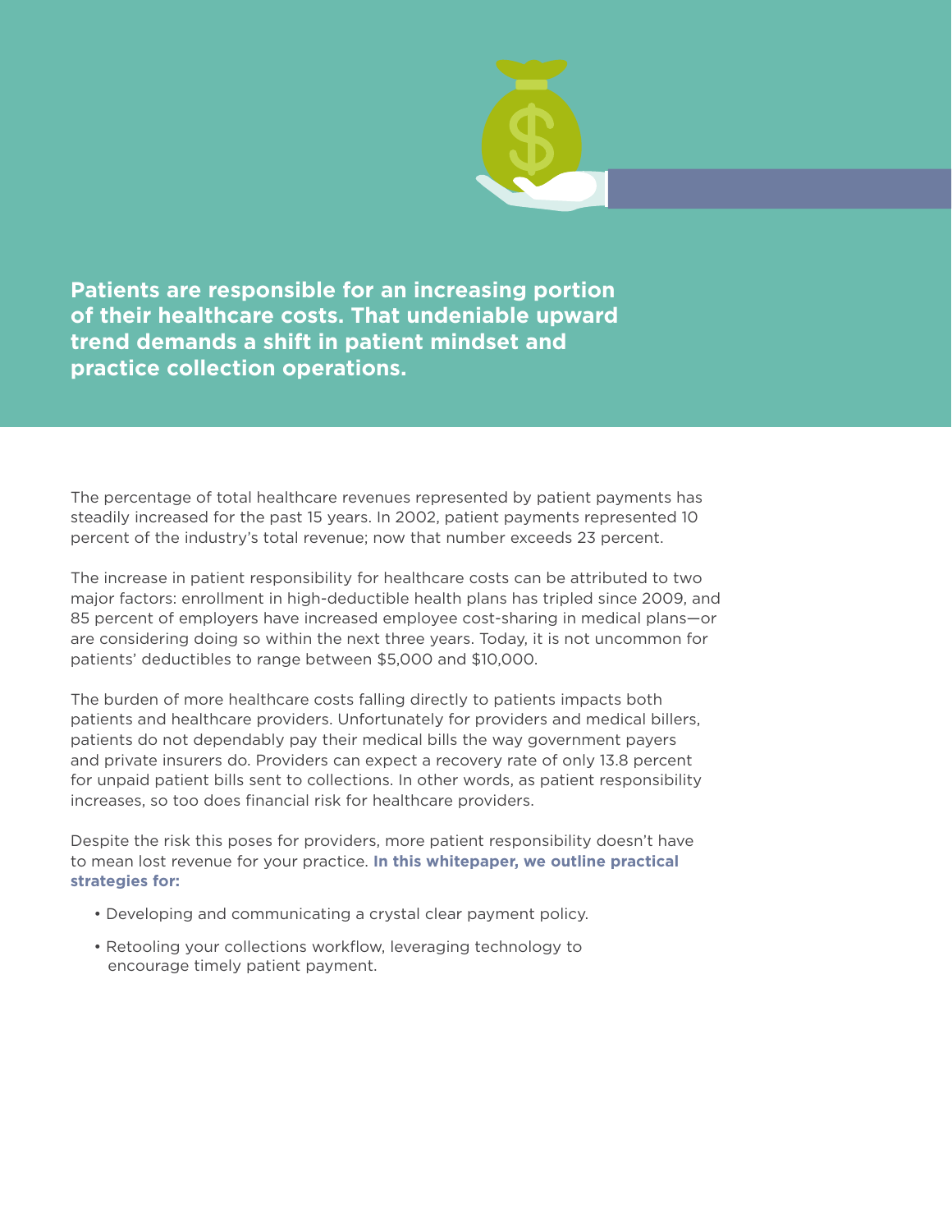**Patients are responsible for an increasing portion of their healthcare costs. That undeniable upward trend demands a shift in patient mindset and practice collection operations.**

The percentage of total healthcare revenues represented by patient payments has steadily increased for the past 15 years. In 2002, patient payments represented 10 percent of the industry's total revenue; now that number exceeds 23 percent.

The increase in patient responsibility for healthcare costs can be attributed to two major factors: enrollment in high-deductible health plans has tripled since 2009, and 85 percent of employers have increased employee cost-sharing in medical plans—or are considering doing so within the next three years. Today, it is not uncommon for patients' deductibles to range between $5,000 and $10,000.

The burden of more healthcare costs falling directly to patients impacts both patients and healthcare providers. Unfortunately for providers and medical billers, patients do not dependably pay their medical bills the way government payers and private insurers do. Providers can expect a recovery rate of only 13.8 percent for unpaid patient bills sent to collections. In other words, as patient responsibility increases, so too does financial risk for healthcare providers.

Despite the risk this poses for providers, more patient responsibility doesn't have to mean lost revenue for your practice. **In this whitepaper, we outline practical strategies for:**

- Developing and communicating a crystal clear payment policy.
- Retooling your collections workflow, leveraging technology to encourage timely patient payment.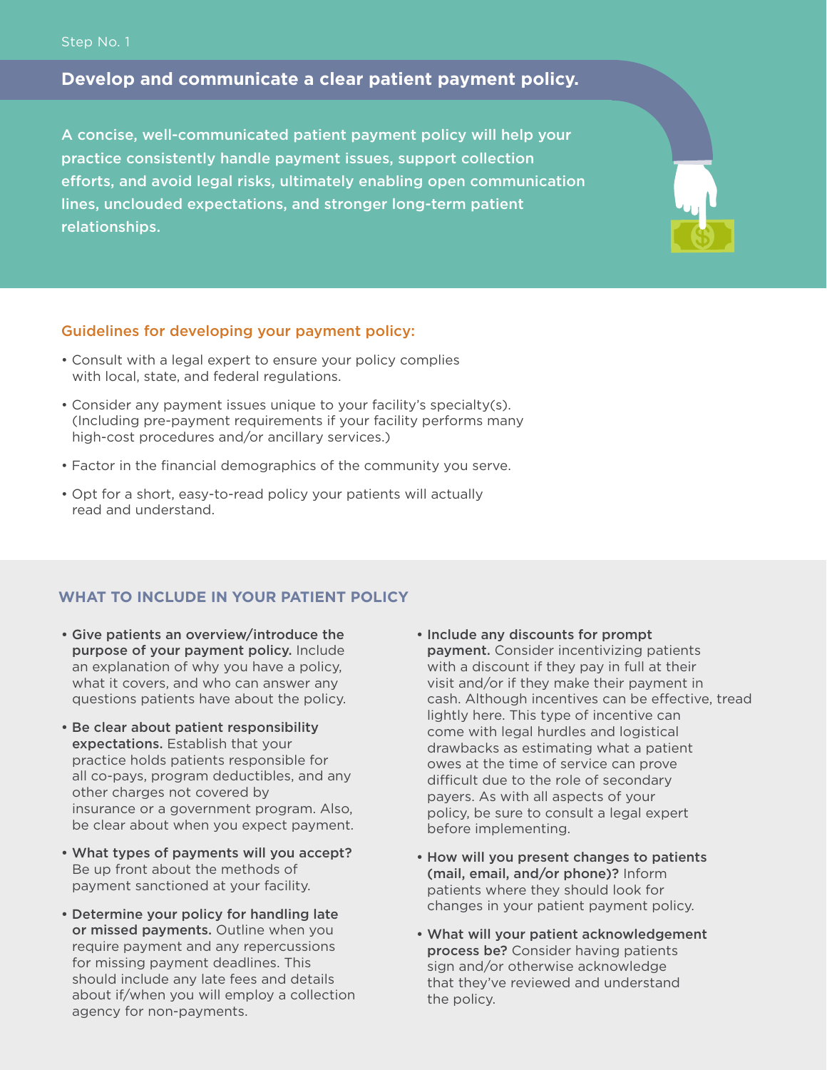Step No. 1

## Develop and communicate a clear patient payment policy.

**A concise, well-communicated patient payment policy will help your practice consistently handle payment issues, support collection efforts, and avoid legal risks, ultimately enabling open communication lines, unclouded expectations, and stronger long-term patient relationships.**

### Guidelines for developing your payment policy:

- Consult with a legal expert to ensure your policy complies with local, state, and federal regulations.
- Consider any payment issues unique to your facility's specialty(s). (Including pre-payment requirements if your facility performs many high-cost procedures and/or ancillary services.)
- Factor in the financial demographics of the community you serve.
- Opt for a short, easy-to-read policy your patients will actually read and understand.

### WHAT TO INCLUDE IN YOUR PATIENT POLICY

- **Give patients an overview/introduce the purpose of your payment policy.** Include an explanation of why you have a policy, what it covers, and who can answer any questions patients have about the policy.
- **Be clear about patient responsibility expectations.** Establish that your practice holds patients responsible for all co-pays, program deductibles, and any other charges not covered by insurance or a government program. Also, be clear about when you expect payment.
- **What types of payments will you accept?** Be up front about the methods of payment sanctioned at your facility.
- **Determine your policy for handling late or missed payments.** Outline when you require payment and any repercussions for missing payment deadlines. This should include any late fees and details about if/when you will employ a collection agency for non-payments.
- **Include any discounts for prompt payment.** Consider incentivizing patients with a discount if they pay in full at their visit and/or if they make their payment in cash. Although incentives can be effective, tread lightly here. This type of incentive can come with legal hurdles and logistical drawbacks as estimating what a patient owes at the time of service can prove difficult due to the role of secondary payers. As with all aspects of your policy, be sure to consult a legal expert before implementing.
- **How will you present changes to patients (mail, email, and/or phone)?** Inform patients where they should look for changes in your patient payment policy.
- **What will your patient acknowledgement process be?** Consider having patients sign and/or otherwise acknowledge that they've reviewed and understand the policy.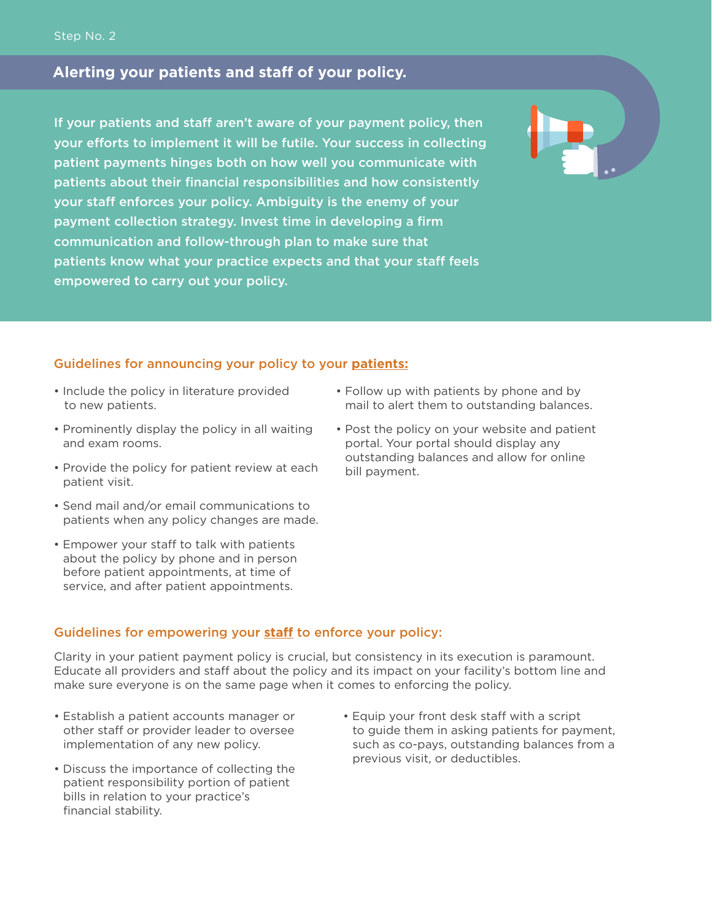Step No. 2

## Alerting your patients and staff of your policy.

**If your patients and staff aren't aware of your payment policy, then your efforts to implement it will be futile. Your success in collecting patient payments hinges both on how well you communicate with patients about their financial responsibilities and how consistently your staff enforces your policy. Ambiguity is the enemy of your payment collection strategy. Invest time in developing a firm communication and follow-through plan to make sure that patients know what your practice expects and that your staff feels empowered to carry out your policy.**

### Guidelines for announcing your policy to your **patients:**

- Include the policy in literature provided to new patients.
- Prominently display the policy in all waiting and exam rooms.
- Provide the policy for patient review at each patient visit.
- Send mail and/or email communications to patients when any policy changes are made.
- Empower your staff to talk with patients about the policy by phone and in person before patient appointments, at time of service, and after patient appointments.
- Follow up with patients by phone and by mail to alert them to outstanding balances.
- Post the policy on your website and patient portal. Your portal should display any outstanding balances and allow for online bill payment.

### Guidelines for empowering your **staff** to enforce your policy:

Clarity in your patient payment policy is crucial, but consistency in its execution is paramount. Educate all providers and staff about the policy and its impact on your facility's bottom line and make sure everyone is on the same page when it comes to enforcing the policy.

- Establish a patient accounts manager or other staff or provider leader to oversee implementation of any new policy.
- Discuss the importance of collecting the patient responsibility portion of patient bills in relation to your practice's financial stability.
- Equip your front desk staff with a script to guide them in asking patients for payment, such as co-pays, outstanding balances from a previous visit, or deductibles.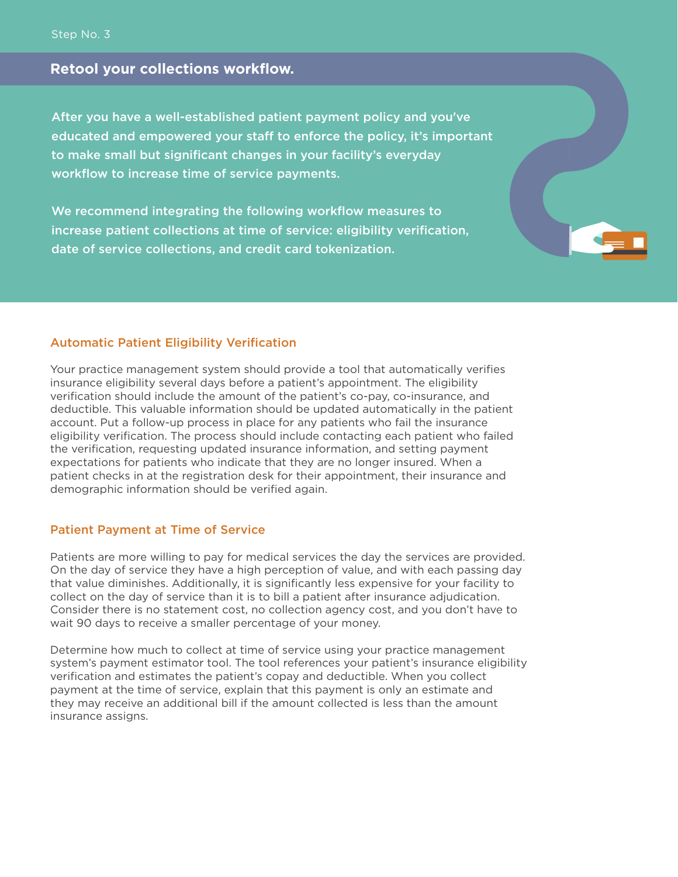Step No. 3

## Retool your collections workflow.

**After you have a well-established patient payment policy and you've educated and empowered your staff to enforce the policy, it's important to make small but significant changes in your facility's everyday workflow to increase time of service payments.**

**We recommend integrating the following workflow measures to increase patient collections at time of service: eligibility verification, date of service collections, and credit card tokenization.**

### Automatic Patient Eligibility Verification

Your practice management system should provide a tool that automatically verifies insurance eligibility several days before a patient's appointment. The eligibility verification should include the amount of the patient's co-pay, co-insurance, and deductible. This valuable information should be updated automatically in the patient account. Put a follow-up process in place for any patients who fail the insurance eligibility verification. The process should include contacting each patient who failed the verification, requesting updated insurance information, and setting payment expectations for patients who indicate that they are no longer insured. When a patient checks in at the registration desk for their appointment, their insurance and demographic information should be verified again.

### Patient Payment at Time of Service

Patients are more willing to pay for medical services the day the services are provided. On the day of service they have a high perception of value, and with each passing day that value diminishes. Additionally, it is significantly less expensive for your facility to collect on the day of service than it is to bill a patient after insurance adjudication. Consider there is no statement cost, no collection agency cost, and you don't have to wait 90 days to receive a smaller percentage of your money.

Determine how much to collect at time of service using your practice management system's payment estimator tool. The tool references your patient's insurance eligibility verification and estimates the patient's copay and deductible. When you collect payment at the time of service, explain that this payment is only an estimate and they may receive an additional bill if the amount collected is less than the amount insurance assigns.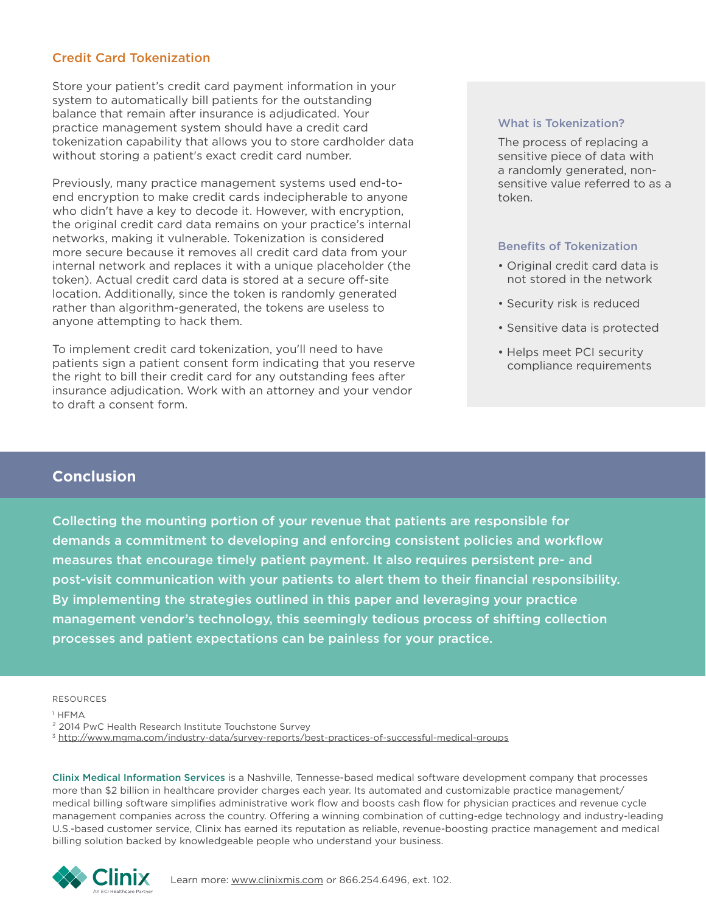## Credit Card Tokenization

Store your patient's credit card payment information in your system to automatically bill patients for the outstanding balance that remain after insurance is adjudicated. Your practice management system should have a credit card tokenization capability that allows you to store cardholder data without storing a patient's exact credit card number.

Previously, many practice management systems used end-to-end encryption to make credit cards indecipherable to anyone who didn't have a key to decode it. However, with encryption, the original credit card data remains on your practice's internal networks, making it vulnerable. Tokenization is considered more secure because it removes all credit card data from your internal network and replaces it with a unique placeholder (the token). Actual credit card data is stored at a secure off-site location. Additionally, since the token is randomly generated rather than algorithm-generated, the tokens are useless to anyone attempting to hack them.

To implement credit card tokenization, you'll need to have patients sign a patient consent form indicating that you reserve the right to bill their credit card for any outstanding fees after insurance adjudication. Work with an attorney and your vendor to draft a consent form.

### What is Tokenization?

The process of replacing a sensitive piece of data with a randomly generated, non-sensitive value referred to as a token.

### Benefits of Tokenization

- Original credit card data is not stored in the network
- Security risk is reduced
- Sensitive data is protected
- Helps meet PCI security compliance requirements

## Conclusion

**Collecting the mounting portion of your revenue that patients are responsible for demands a commitment to developing and enforcing consistent policies and workflow measures that encourage timely patient payment. It also requires persistent pre- and post-visit communication with your patients to alert them to their financial responsibility. By implementing the strategies outlined in this paper and leveraging your practice management vendor's technology, this seemingly tedious process of shifting collection processes and patient expectations can be painless for your practice.**

RESOURCES

[1] HFMA
[2] 2014 PwC Health Research Institute Touchstone Survey
[3] http://www.mgma.com/industry-data/survey-reports/best-practices-of-successful-medical-groups

Clinix Medical Information Services is a Nashville, Tennessee-based medical software development company that processes more than $2 billion in healthcare provider charges each year. Its automated and customizable practice management/medical billing software simplifies administrative work flow and boosts cash flow for physician practices and revenue cycle management companies across the country. Offering a winning combination of cutting-edge technology and industry-leading U.S.-based customer service, Clinix has earned its reputation as reliable, revenue-boosting practice management and medical billing solution backed by knowledgeable people who understand your business.

Clinix
An ECI Healthcare Partner

Learn more: www.clinixmis.com or 866.254.6496, ext. 102.